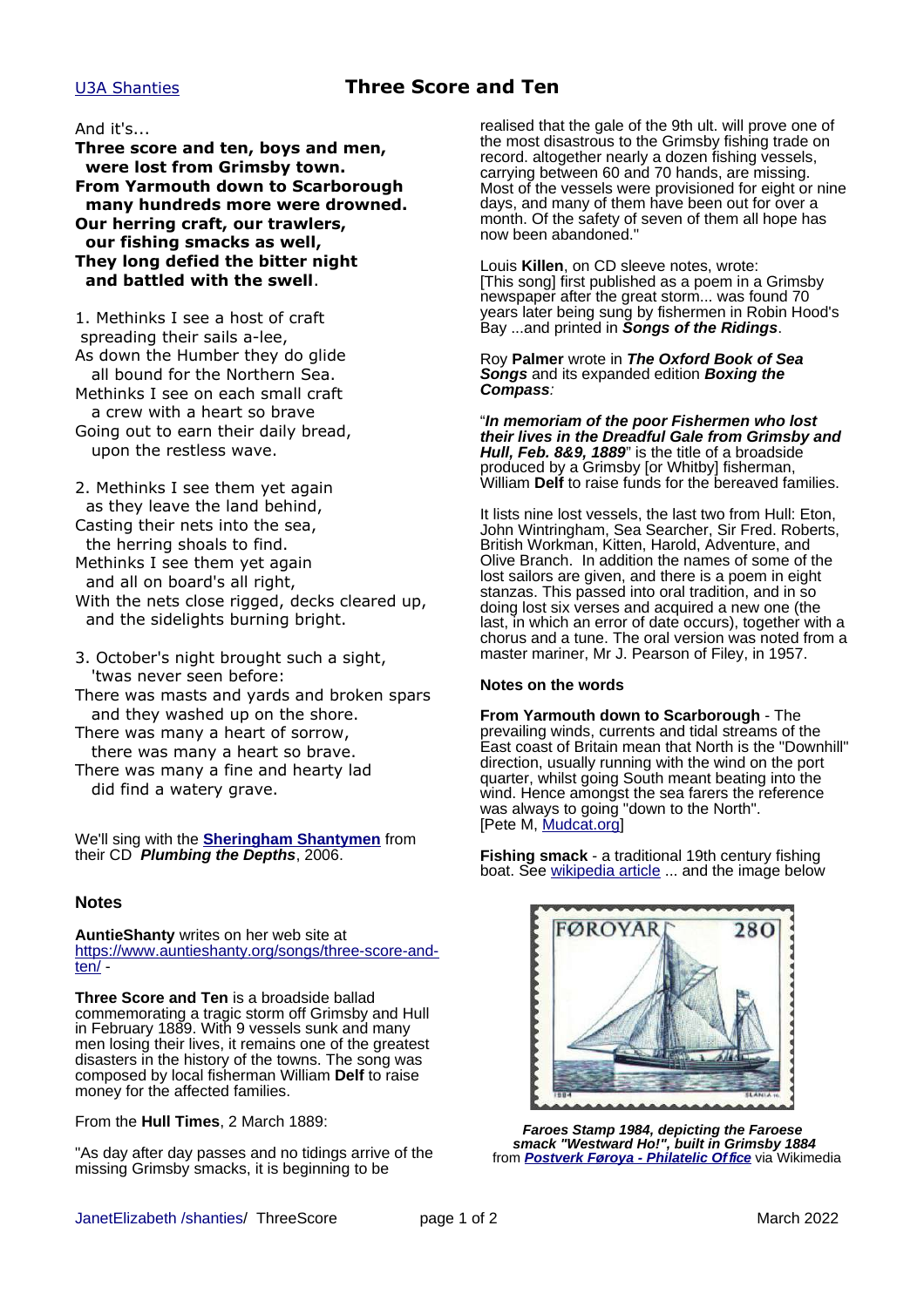U3A Shanties

# Three Score and Ten

And it's...

**Three score and ten, boys and men,
were lost from Grimsby town.
From Yarmouth down to Scarborough
many hundreds more were drowned.
Our herring craft, our trawlers,
our fishing smacks as well,
They long defied the bitter night
and battled with the swell**.

1. Methinks I see a host of craft
spreading their sails a-lee,
As down the Humber they do glide
all bound for the Northern Sea.
Methinks I see on each small craft
a crew with a heart so brave
Going out to earn their daily bread,
upon the restless wave.

2. Methinks I see them yet again
as they leave the land behind,
Casting their nets into the sea,
the herring shoals to find.
Methinks I see them yet again
and all on board's all right,
With the nets close rigged, decks cleared up,
and the sidelights burning bright.

3. October's night brought such a sight,
'twas never seen before:
There was masts and yards and broken spars
and they washed up on the shore.
There was many a heart of sorrow,
there was many a heart so brave.
There was many a fine and hearty lad
did find a watery grave.

We'll sing with the **Sheringham Shantymen** from their CD *Plumbing the Depths*, 2006.

## Notes

**AuntieShanty** writes on her web site at https://www.auntieshanty.org/songs/three-score-and-ten/ -

**Three Score and Ten** is a broadside ballad commemorating a tragic storm off Grimsby and Hull in February 1889. With 9 vessels sunk and many men losing their lives, it remains one of the greatest disasters in the history of the towns. The song was composed by local fisherman William **Delf** to raise money for the affected families.

From the **Hull Times**, 2 March 1889:

"As day after day passes and no tidings arrive of the missing Grimsby smacks, it is beginning to be realised that the gale of the 9th ult. will prove one of the most disastrous to the Grimsby fishing trade on record. altogether nearly a dozen fishing vessels, carrying between 60 and 70 hands, are missing. Most of the vessels were provisioned for eight or nine days, and many of them have been out for over a month. Of the safety of seven of them all hope has now been abandoned."

Louis **Killen**, on CD sleeve notes, wrote:
[This song] first published as a poem in a Grimsby newspaper after the great storm... was found 70 years later being sung by fishermen in Robin Hood's Bay ...and printed in ***Songs of the Ridings***.

Roy **Palmer** wrote in ***The Oxford Book of Sea Songs*** and its expanded edition ***Boxing the Compass***:

"***In memoriam of the poor Fishermen who lost their lives in the Dreadful Gale from Grimsby and Hull, Feb. 8&9, 1889***" is the title of a broadside produced by a Grimsby [or Whitby] fisherman, William **Delf** to raise funds for the bereaved families.

It lists nine lost vessels, the last two from Hull: Eton, John Wintringham, Sea Searcher, Sir Fred. Roberts, British Workman, Kitten, Harold, Adventure, and Olive Branch. In addition the names of some of the lost sailors are given, and there is a poem in eight stanzas. This passed into oral tradition, and in so doing lost six verses and acquired a new one (the last, in which an error of date occurs), together with a chorus and a tune. The oral version was noted from a master mariner, Mr J. Pearson of Filey, in 1957.

### Notes on the words

**From Yarmouth down to Scarborough** - The prevailing winds, currents and tidal streams of the East coast of Britain mean that North is the "Downhill" direction, usually running with the wind on the port quarter, whilst going South meant beating into the wind. Hence amongst the sea farers the reference was always to going "down to the North".
[Pete M, Mudcat.org]

**Fishing smack** - a traditional 19th century fishing boat. See wikipedia article ... and the image below

***Faroes Stamp 1984, depicting the Faroese smack "Westward Ho!", built in Grimsby 1884***
from ***Postverk Føroya - Philatelic Office*** via Wikimedia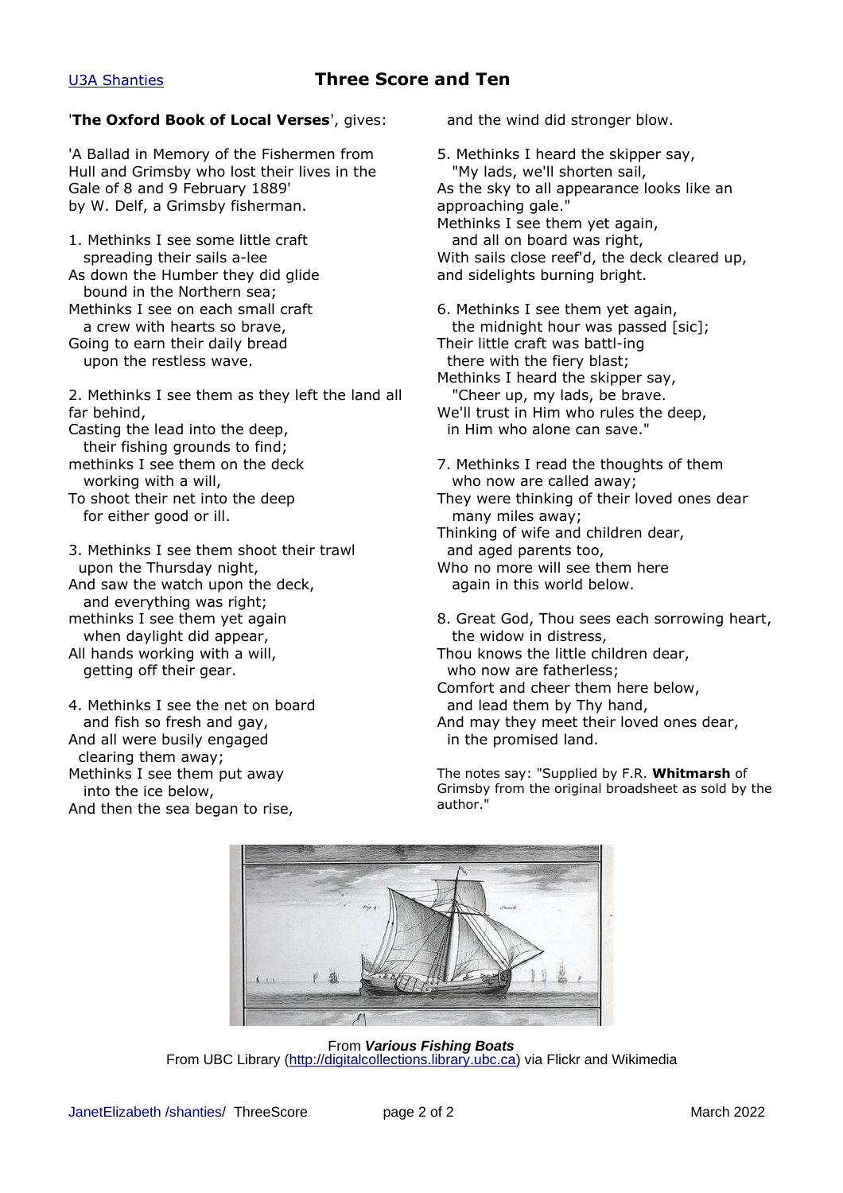U3A Shanties

# Three Score and Ten

'**The Oxford Book of Local Verses**', gives:

'A Ballad in Memory of the Fishermen from Hull and Grimsby who lost their lives in the Gale of 8 and 9 February 1889'
by W. Delf, a Grimsby fisherman.

1. Methinks I see some little craft
 spreading their sails a-lee
As down the Humber they did glide
 bound in the Northern sea;
Methinks I see on each small craft
 a crew with hearts so brave,
Going to earn their daily bread
 upon the restless wave.

2. Methinks I see them as they left the land all far behind,
Casting the lead into the deep,
 their fishing grounds to find;
methinks I see them on the deck
 working with a will,
To shoot their net into the deep
 for either good or ill.

3. Methinks I see them shoot their trawl
 upon the Thursday night,
And saw the watch upon the deck,
 and everything was right;
methinks I see them yet again
 when daylight did appear,
All hands working with a will,
 getting off their gear.

4. Methinks I see the net on board
 and fish so fresh and gay,
And all were busily engaged
 clearing them away;
Methinks I see them put away
 into the ice below,
And then the sea began to rise,
 and the wind did stronger blow.

5. Methinks I heard the skipper say,
 "My lads, we'll shorten sail,
As the sky to all appearance looks like an approaching gale."
Methinks I see them yet again,
 and all on board was right,
With sails close reef'd, the deck cleared up,
and sidelights burning bright.

6. Methinks I see them yet again,
 the midnight hour was passed [sic];
Their little craft was battl-ing
 there with the fiery blast;
Methinks I heard the skipper say,
 "Cheer up, my lads, be brave.
We'll trust in Him who rules the deep,
 in Him who alone can save."

7. Methinks I read the thoughts of them
 who now are called away;
They were thinking of their loved ones dear
 many miles away;
Thinking of wife and children dear,
 and aged parents too,
Who no more will see them here
 again in this world below.

8. Great God, Thou sees each sorrowing heart,
 the widow in distress,
Thou knows the little children dear,
 who now are fatherless;
Comfort and cheer them here below,
 and lead them by Thy hand,
And may they meet their loved ones dear,
 in the promised land.

The notes say: "Supplied by F.R. **Whitmarsh** of Grimsby from the original broadsheet as sold by the author."

From ***Various Fishing Boats***
From UBC Library (http://digitalcollections.library.ubc.ca) via Flickr and Wikimedia